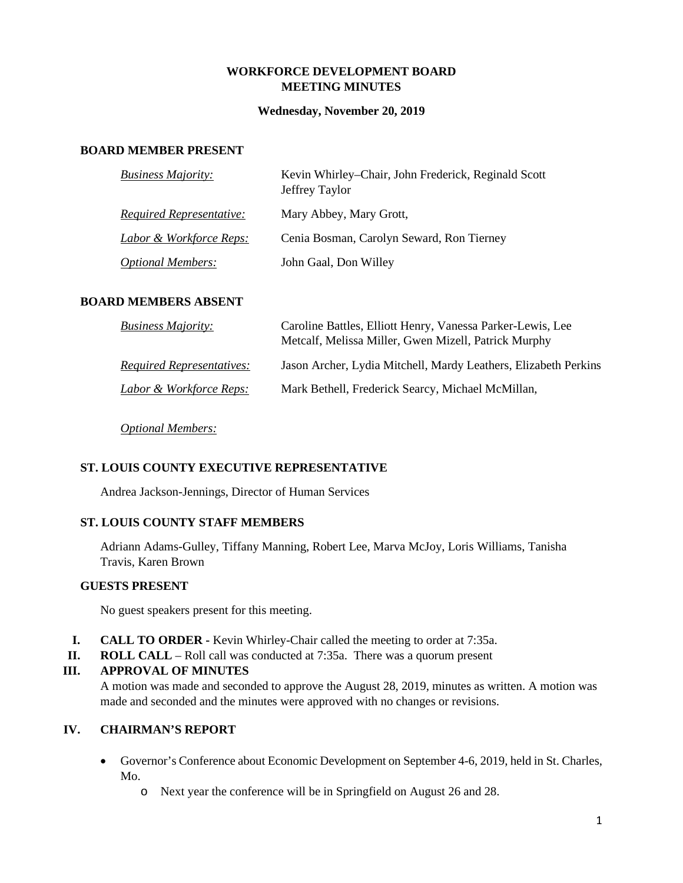**WORKFORCE DEVELOPMENT BOARD**
**MEETING MINUTES**

**Wednesday, November 20, 2019**

## BOARD MEMBER PRESENT

| | |
|---|---|
| *Business Majority:* | Kevin Whirley–Chair, John Frederick, Reginald Scott Jeffrey Taylor |
| *Required Representative:* | Mary Abbey, Mary Grott, |
| *Labor & Workforce Reps:* | Cenia Bosman, Carolyn Seward, Ron Tierney |
| *Optional Members:* | John Gaal, Don Willey |

## BOARD MEMBERS ABSENT

| | |
|---|---|
| *Business Majority:* | Caroline Battles, Elliott Henry, Vanessa Parker-Lewis, Lee Metcalf, Melissa Miller, Gwen Mizell, Patrick Murphy |
| *Required Representatives:* | Jason Archer, Lydia Mitchell, Mardy Leathers, Elizabeth Perkins |
| *Labor & Workforce Reps:* | Mark Bethell, Frederick Searcy, Michael McMillan, |
| *Optional Members:* | |

## ST. LOUIS COUNTY EXECUTIVE REPRESENTATIVE

Andrea Jackson-Jennings, Director of Human Services

## ST. LOUIS COUNTY STAFF MEMBERS

Adriann Adams-Gulley, Tiffany Manning, Robert Lee, Marva McJoy, Loris Williams, Tanisha Travis, Karen Brown

## GUESTS PRESENT

No guest speakers present for this meeting.

I. **CALL TO ORDER -** Kevin Whirley-Chair called the meeting to order at 7:35a.

II. **ROLL CALL** – Roll call was conducted at 7:35a. There was a quorum present

III. **APPROVAL OF MINUTES**
A motion was made and seconded to approve the August 28, 2019, minutes as written. A motion was made and seconded and the minutes were approved with no changes or revisions.

IV. **CHAIRMAN'S REPORT**

- Governor's Conference about Economic Development on September 4-6, 2019, held in St. Charles, Mo.
  - Next year the conference will be in Springfield on August 26 and 28.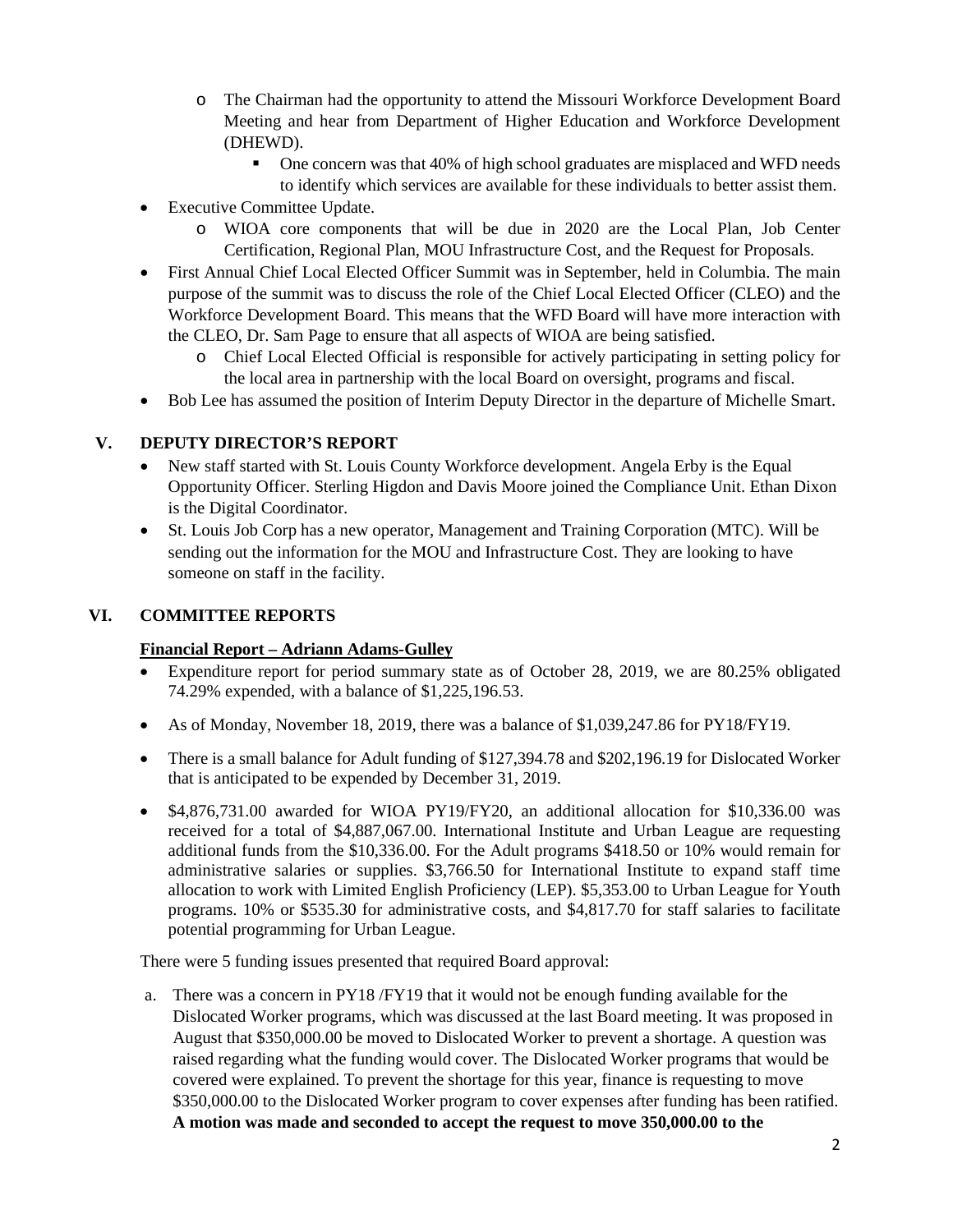- The Chairman had the opportunity to attend the Missouri Workforce Development Board Meeting and hear from Department of Higher Education and Workforce Development (DHEWD).
  - One concern was that 40% of high school graduates are misplaced and WFD needs to identify which services are available for these individuals to better assist them.
- Executive Committee Update.
  - WIOA core components that will be due in 2020 are the Local Plan, Job Center Certification, Regional Plan, MOU Infrastructure Cost, and the Request for Proposals.
- First Annual Chief Local Elected Officer Summit was in September, held in Columbia. The main purpose of the summit was to discuss the role of the Chief Local Elected Officer (CLEO) and the Workforce Development Board. This means that the WFD Board will have more interaction with the CLEO, Dr. Sam Page to ensure that all aspects of WIOA are being satisfied.
  - Chief Local Elected Official is responsible for actively participating in setting policy for the local area in partnership with the local Board on oversight, programs and fiscal.
- Bob Lee has assumed the position of Interim Deputy Director in the departure of Michelle Smart.

## V. DEPUTY DIRECTOR'S REPORT

- New staff started with St. Louis County Workforce development. Angela Erby is the Equal Opportunity Officer. Sterling Higdon and Davis Moore joined the Compliance Unit. Ethan Dixon is the Digital Coordinator.
- St. Louis Job Corp has a new operator, Management and Training Corporation (MTC). Will be sending out the information for the MOU and Infrastructure Cost. They are looking to have someone on staff in the facility.

## VI. COMMITTEE REPORTS

**Financial Report – Adriann Adams-Gulley**

- Expenditure report for period summary state as of October 28, 2019, we are 80.25% obligated 74.29% expended, with a balance of $1,225,196.53.
- As of Monday, November 18, 2019, there was a balance of $1,039,247.86 for PY18/FY19.
- There is a small balance for Adult funding of $127,394.78 and $202,196.19 for Dislocated Worker that is anticipated to be expended by December 31, 2019.
- $4,876,731.00 awarded for WIOA PY19/FY20, an additional allocation for $10,336.00 was received for a total of $4,887,067.00. International Institute and Urban League are requesting additional funds from the $10,336.00. For the Adult programs $418.50 or 10% would remain for administrative salaries or supplies. $3,766.50 for International Institute to expand staff time allocation to work with Limited English Proficiency (LEP). $5,353.00 to Urban League for Youth programs. 10% or $535.30 for administrative costs, and $4,817.70 for staff salaries to facilitate potential programming for Urban League.

There were 5 funding issues presented that required Board approval:

a. There was a concern in PY18 /FY19 that it would not be enough funding available for the Dislocated Worker programs, which was discussed at the last Board meeting. It was proposed in August that $350,000.00 be moved to Dislocated Worker to prevent a shortage. A question was raised regarding what the funding would cover. The Dislocated Worker programs that would be covered were explained. To prevent the shortage for this year, finance is requesting to move $350,000.00 to the Dislocated Worker program to cover expenses after funding has been ratified. **A motion was made and seconded to accept the request to move 350,000.00 to the**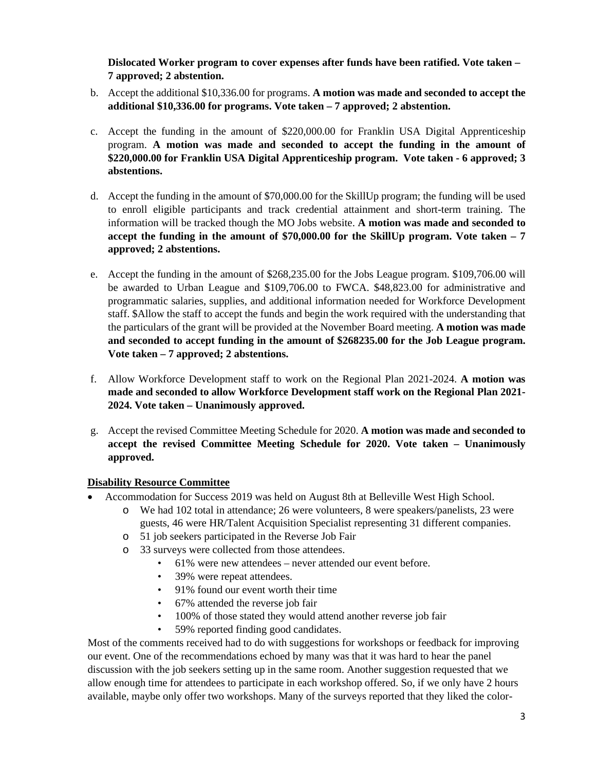**Dislocated Worker program to cover expenses after funds have been ratified. Vote taken – 7 approved; 2 abstention.**

b. Accept the additional $10,336.00 for programs. **A motion was made and seconded to accept the additional $10,336.00 for programs. Vote taken – 7 approved; 2 abstention.**

c. Accept the funding in the amount of $220,000.00 for Franklin USA Digital Apprenticeship program. **A motion was made and seconded to accept the funding in the amount of $220,000.00 for Franklin USA Digital Apprenticeship program. Vote taken - 6 approved; 3 abstentions.**

d. Accept the funding in the amount of $70,000.00 for the SkillUp program; the funding will be used to enroll eligible participants and track credential attainment and short-term training. The information will be tracked though the MO Jobs website. **A motion was made and seconded to accept the funding in the amount of $70,000.00 for the SkillUp program. Vote taken – 7 approved; 2 abstentions.**

e. Accept the funding in the amount of $268,235.00 for the Jobs League program. $109,706.00 will be awarded to Urban League and $109,706.00 to FWCA. $48,823.00 for administrative and programmatic salaries, supplies, and additional information needed for Workforce Development staff. $Allow the staff to accept the funds and begin the work required with the understanding that the particulars of the grant will be provided at the November Board meeting. **A motion was made and seconded to accept funding in the amount of $268235.00 for the Job League program. Vote taken – 7 approved; 2 abstentions.**

f. Allow Workforce Development staff to work on the Regional Plan 2021-2024. **A motion was made and seconded to allow Workforce Development staff work on the Regional Plan 2021-2024. Vote taken – Unanimously approved.**

g. Accept the revised Committee Meeting Schedule for 2020. **A motion was made and seconded to accept the revised Committee Meeting Schedule for 2020. Vote taken – Unanimously approved.**

**Disability Resource Committee**

- Accommodation for Success 2019 was held on August 8th at Belleville West High School.
  - We had 102 total in attendance; 26 were volunteers, 8 were speakers/panelists, 23 were guests, 46 were HR/Talent Acquisition Specialist representing 31 different companies.
  - 51 job seekers participated in the Reverse Job Fair
  - 33 surveys were collected from those attendees.
    - 61% were new attendees – never attended our event before.
    - 39% were repeat attendees.
    - 91% found our event worth their time
    - 67% attended the reverse job fair
    - 100% of those stated they would attend another reverse job fair
    - 59% reported finding good candidates.

Most of the comments received had to do with suggestions for workshops or feedback for improving our event. One of the recommendations echoed by many was that it was hard to hear the panel discussion with the job seekers setting up in the same room. Another suggestion requested that we allow enough time for attendees to participate in each workshop offered. So, if we only have 2 hours available, maybe only offer two workshops. Many of the surveys reported that they liked the color-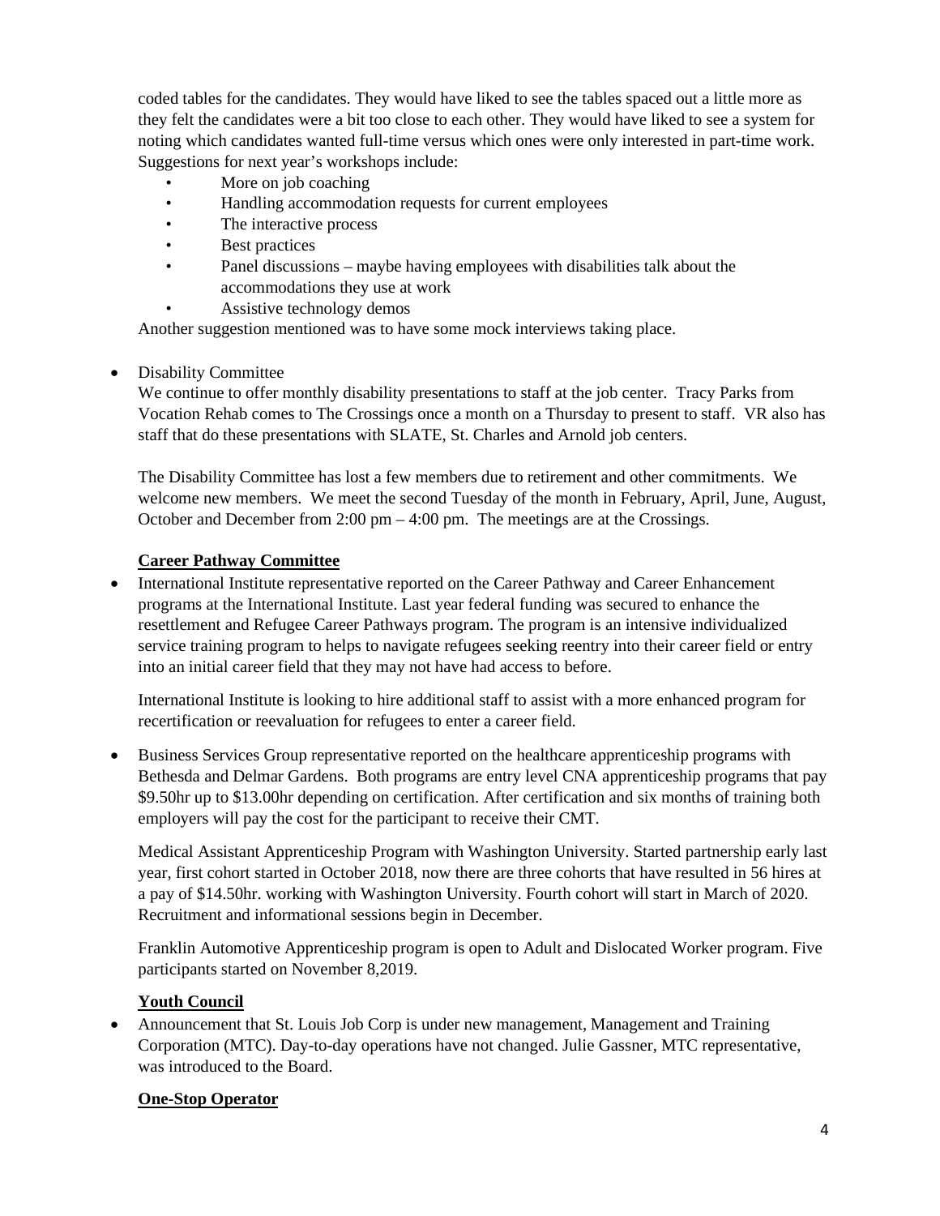coded tables for the candidates. They would have liked to see the tables spaced out a little more as they felt the candidates were a bit too close to each other. They would have liked to see a system for noting which candidates wanted full-time versus which ones were only interested in part-time work. Suggestions for next year's workshops include:

- More on job coaching
- Handling accommodation requests for current employees
- The interactive process
- Best practices
- Panel discussions – maybe having employees with disabilities talk about the accommodations they use at work
- Assistive technology demos

Another suggestion mentioned was to have some mock interviews taking place.

- Disability Committee

  We continue to offer monthly disability presentations to staff at the job center. Tracy Parks from Vocation Rehab comes to The Crossings once a month on a Thursday to present to staff. VR also has staff that do these presentations with SLATE, St. Charles and Arnold job centers.

  The Disability Committee has lost a few members due to retirement and other commitments. We welcome new members. We meet the second Tuesday of the month in February, April, June, August, October and December from 2:00 pm – 4:00 pm. The meetings are at the Crossings.

**Career Pathway Committee**

- International Institute representative reported on the Career Pathway and Career Enhancement programs at the International Institute. Last year federal funding was secured to enhance the resettlement and Refugee Career Pathways program. The program is an intensive individualized service training program to helps to navigate refugees seeking reentry into their career field or entry into an initial career field that they may not have had access to before.

  International Institute is looking to hire additional staff to assist with a more enhanced program for recertification or reevaluation for refugees to enter a career field.

- Business Services Group representative reported on the healthcare apprenticeship programs with Bethesda and Delmar Gardens. Both programs are entry level CNA apprenticeship programs that pay \$9.50hr up to \$13.00hr depending on certification. After certification and six months of training both employers will pay the cost for the participant to receive their CMT.

  Medical Assistant Apprenticeship Program with Washington University. Started partnership early last year, first cohort started in October 2018, now there are three cohorts that have resulted in 56 hires at a pay of \$14.50hr. working with Washington University. Fourth cohort will start in March of 2020. Recruitment and informational sessions begin in December.

  Franklin Automotive Apprenticeship program is open to Adult and Dislocated Worker program. Five participants started on November 8,2019.

**Youth Council**

- Announcement that St. Louis Job Corp is under new management, Management and Training Corporation (MTC). Day-to-day operations have not changed. Julie Gassner, MTC representative, was introduced to the Board.

**One-Stop Operator**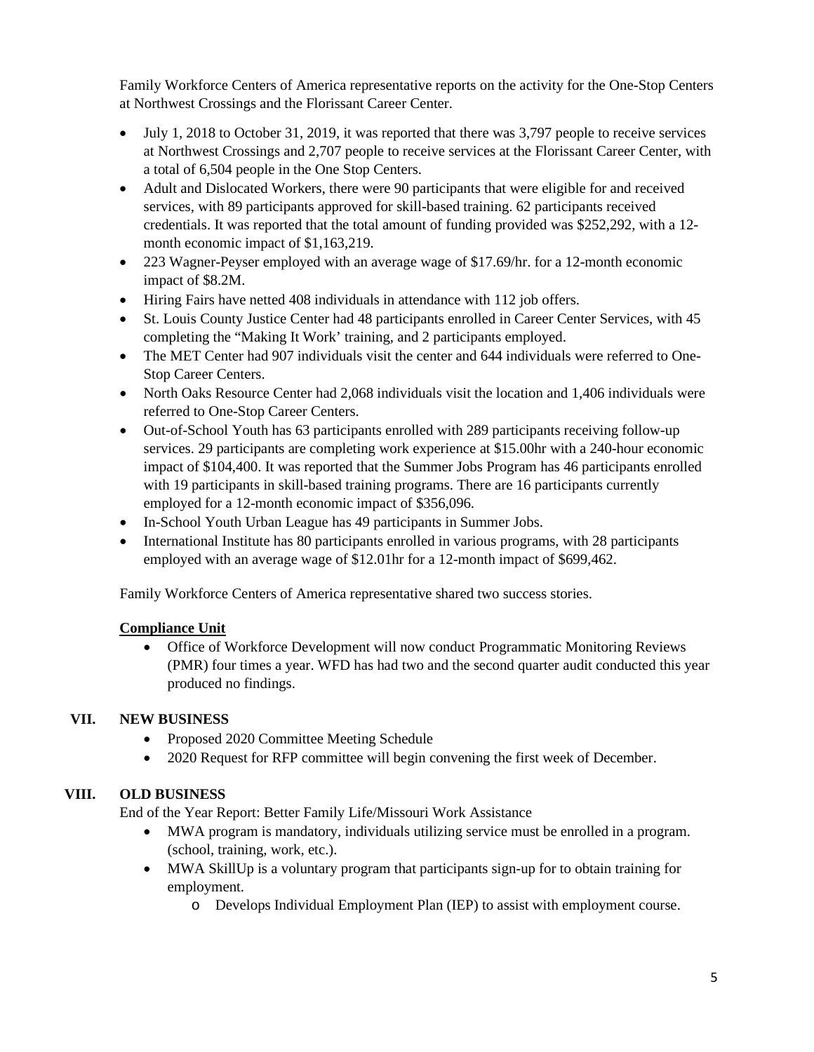Family Workforce Centers of America representative reports on the activity for the One-Stop Centers at Northwest Crossings and the Florissant Career Center.

- July 1, 2018 to October 31, 2019, it was reported that there was 3,797 people to receive services at Northwest Crossings and 2,707 people to receive services at the Florissant Career Center, with a total of 6,504 people in the One Stop Centers.
- Adult and Dislocated Workers, there were 90 participants that were eligible for and received services, with 89 participants approved for skill-based training. 62 participants received credentials. It was reported that the total amount of funding provided was $252,292, with a 12-month economic impact of $1,163,219.
- 223 Wagner-Peyser employed with an average wage of $17.69/hr. for a 12-month economic impact of $8.2M.
- Hiring Fairs have netted 408 individuals in attendance with 112 job offers.
- St. Louis County Justice Center had 48 participants enrolled in Career Center Services, with 45 completing the "Making It Work' training, and 2 participants employed.
- The MET Center had 907 individuals visit the center and 644 individuals were referred to One-Stop Career Centers.
- North Oaks Resource Center had 2,068 individuals visit the location and 1,406 individuals were referred to One-Stop Career Centers.
- Out-of-School Youth has 63 participants enrolled with 289 participants receiving follow-up services. 29 participants are completing work experience at $15.00hr with a 240-hour economic impact of $104,400. It was reported that the Summer Jobs Program has 46 participants enrolled with 19 participants in skill-based training programs. There are 16 participants currently employed for a 12-month economic impact of $356,096.
- In-School Youth Urban League has 49 participants in Summer Jobs.
- International Institute has 80 participants enrolled in various programs, with 28 participants employed with an average wage of $12.01hr for a 12-month impact of $699,462.

Family Workforce Centers of America representative shared two success stories.

**<u>Compliance Unit</u>**

- Office of Workforce Development will now conduct Programmatic Monitoring Reviews (PMR) four times a year. WFD has had two and the second quarter audit conducted this year produced no findings.

## VII. NEW BUSINESS

- Proposed 2020 Committee Meeting Schedule
- 2020 Request for RFP committee will begin convening the first week of December.

## VIII. OLD BUSINESS

End of the Year Report: Better Family Life/Missouri Work Assistance

- MWA program is mandatory, individuals utilizing service must be enrolled in a program. (school, training, work, etc.).
- MWA SkillUp is a voluntary program that participants sign-up for to obtain training for employment.
  - Develops Individual Employment Plan (IEP) to assist with employment course.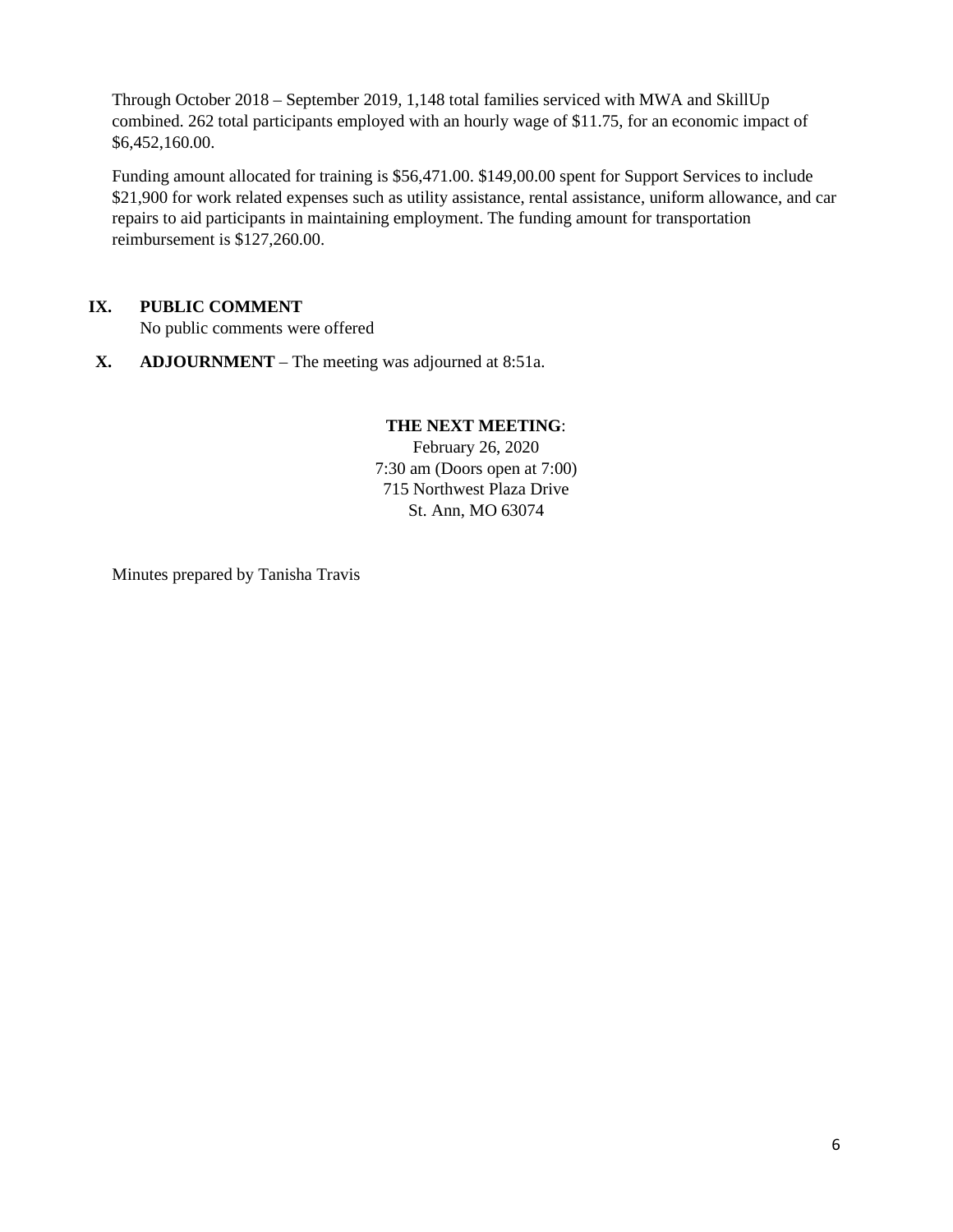Through October 2018 – September 2019, 1,148 total families serviced with MWA and SkillUp combined. 262 total participants employed with an hourly wage of $11.75, for an economic impact of $6,452,160.00.

Funding amount allocated for training is $56,471.00. $149,00.00 spent for Support Services to include $21,900 for work related expenses such as utility assistance, rental assistance, uniform allowance, and car repairs to aid participants in maintaining employment. The funding amount for transportation reimbursement is $127,260.00.

## IX. PUBLIC COMMENT

No public comments were offered

## X. ADJOURNMENT – The meeting was adjourned at 8:51a.

**THE NEXT MEETING**:

February 26, 2020
7:30 am (Doors open at 7:00)
715 Northwest Plaza Drive
St. Ann, MO 63074

Minutes prepared by Tanisha Travis